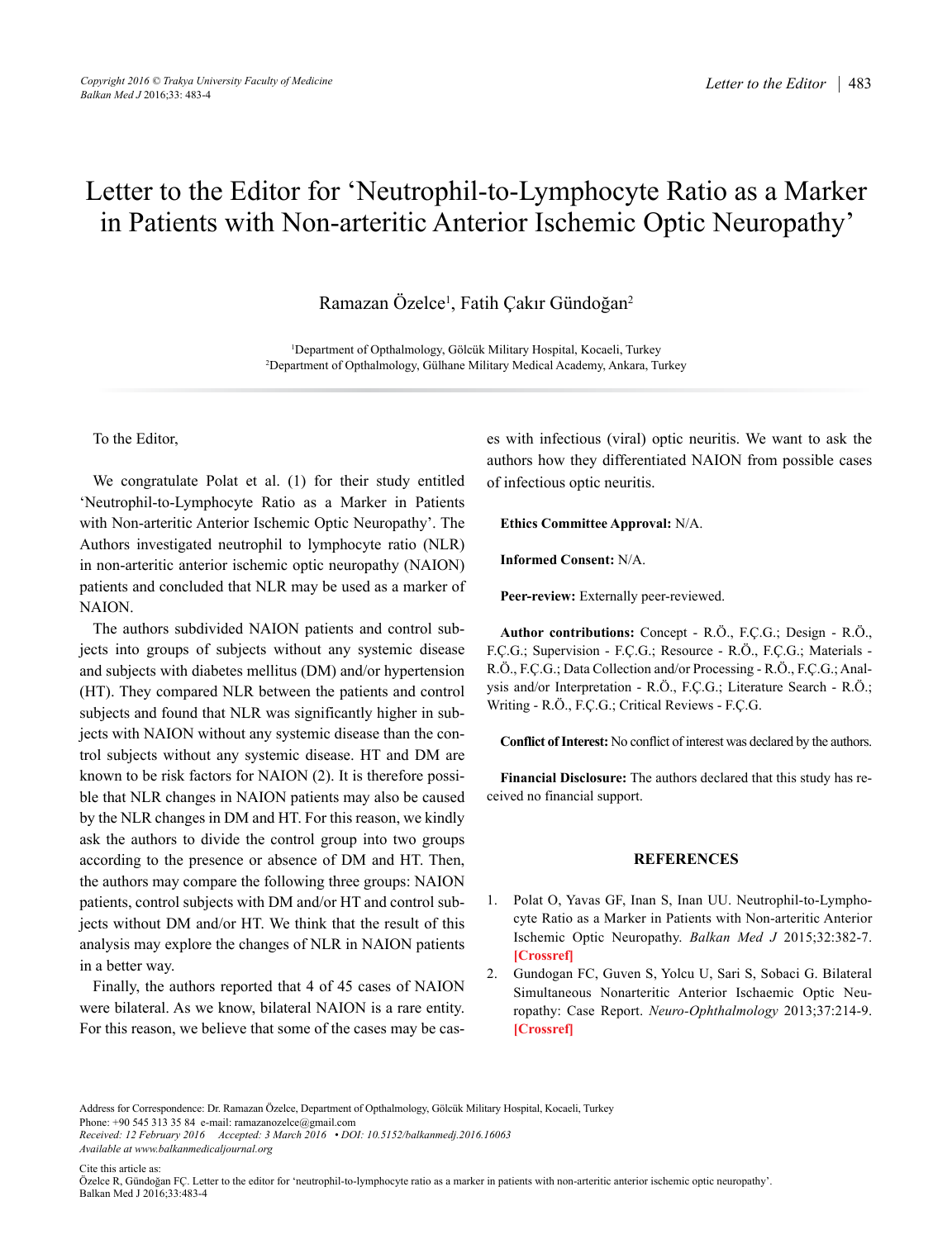# Letter to the Editor for 'Neutrophil-to-Lymphocyte Ratio as a Marker in Patients with Non-arteritic Anterior Ischemic Optic Neuropathy'

Ramazan Özelce[1], Fatih Çakır Gündoğan[2]

[1]Department of Opthalmology, Gölcük Military Hospital, Kocaeli, Turkey
[2]Department of Opthalmology, Gülhane Military Medical Academy, Ankara, Turkey

To the Editor,

We congratulate Polat et al. (1) for their study entitled 'Neutrophil-to-Lymphocyte Ratio as a Marker in Patients with Non-arteritic Anterior Ischemic Optic Neuropathy'. The Authors investigated neutrophil to lymphocyte ratio (NLR) in non-arteritic anterior ischemic optic neuropathy (NAION) patients and concluded that NLR may be used as a marker of NAION.

The authors subdivided NAION patients and control subjects into groups of subjects without any systemic disease and subjects with diabetes mellitus (DM) and/or hypertension (HT). They compared NLR between the patients and control subjects and found that NLR was significantly higher in subjects with NAION without any systemic disease than the control subjects without any systemic disease. HT and DM are known to be risk factors for NAION (2). It is therefore possible that NLR changes in NAION patients may also be caused by the NLR changes in DM and HT. For this reason, we kindly ask the authors to divide the control group into two groups according to the presence or absence of DM and HT. Then, the authors may compare the following three groups: NAION patients, control subjects with DM and/or HT and control subjects without DM and/or HT. We think that the result of this analysis may explore the changes of NLR in NAION patients in a better way.

Finally, the authors reported that 4 of 45 cases of NAION were bilateral. As we know, bilateral NAION is a rare entity. For this reason, we believe that some of the cases may be cases with infectious (viral) optic neuritis. We want to ask the authors how they differentiated NAION from possible cases of infectious optic neuritis.

**Ethics Committee Approval:** N/A.

**Informed Consent:** N/A.

**Peer-review:** Externally peer-reviewed.

**Author contributions:** Concept - R.Ö., F.Ç.G.; Design - R.Ö., F.Ç.G.; Supervision - F.Ç.G.; Resource - R.Ö., F.Ç.G.; Materials - R.Ö., F.Ç.G.; Data Collection and/or Processing - R.Ö., F.Ç.G.; Analysis and/or Interpretation - R.Ö., F.Ç.G.; Literature Search - R.Ö.; Writing - R.Ö., F.Ç.G.; Critical Reviews - F.Ç.G.

**Conflict of Interest:** No conflict of interest was declared by the authors.

**Financial Disclosure:** The authors declared that this study has received no financial support.

## REFERENCES

1. Polat O, Yavas GF, Inan S, Inan UU. Neutrophil-to-Lymphocyte Ratio as a Marker in Patients with Non-arteritic Anterior Ischemic Optic Neuropathy. *Balkan Med J* 2015;32:382-7. **[Crossref]**
2. Gundogan FC, Guven S, Yolcu U, Sari S, Sobaci G. Bilateral Simultaneous Nonarteritic Anterior Ischaemic Optic Neuropathy: Case Report. *Neuro-Ophthalmology* 2013;37:214-9. **[Crossref]**

Address for Correspondence: Dr. Ramazan Özelce, Department of Opthalmology, Gölcük Military Hospital, Kocaeli, Turkey
Phone: +90 545 313 35 84 e-mail: ramazanozelce@gmail.com
*Received: 12 February 2016 Accepted: 3 March 2016 • DOI: 10.5152/balkanmedj.2016.16063*
*Available at www.balkanmedicaljournal.org*

Cite this article as:
Özelce R, Gündoğan FÇ. Letter to the editor for 'neutrophil-to-lymphocyte ratio as a marker in patients with non-arteritic anterior ischemic optic neuropathy'. Balkan Med J 2016;33:483-4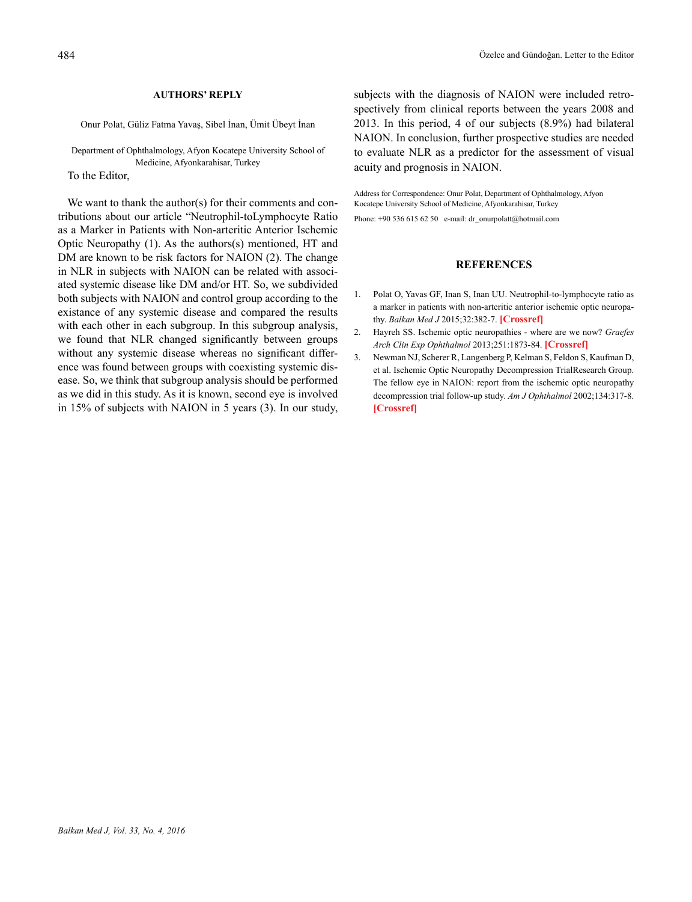## AUTHORS' REPLY

Onur Polat, Güliz Fatma Yavaş, Sibel İnan, Ümit Übeyt İnan

Department of Ophthalmology, Afyon Kocatepe University School of Medicine, Afyonkarahisar, Turkey

To the Editor,

We want to thank the author(s) for their comments and contributions about our article "Neutrophil-toLymphocyte Ratio as a Marker in Patients with Non-arteritic Anterior Ischemic Optic Neuropathy (1). As the authors(s) mentioned, HT and DM are known to be risk factors for NAION (2). The change in NLR in subjects with NAION can be related with associated systemic disease like DM and/or HT. So, we subdivided both subjects with NAION and control group according to the existance of any systemic disease and compared the results with each other in each subgroup. In this subgroup analysis, we found that NLR changed significantly between groups without any systemic disease whereas no significant difference was found between groups with coexisting systemic disease. So, we think that subgroup analysis should be performed as we did in this study. As it is known, second eye is involved in 15% of subjects with NAION in 5 years (3). In our study, subjects with the diagnosis of NAION were included retrospectively from clinical reports between the years 2008 and 2013. In this period, 4 of our subjects (8.9%) had bilateral NAION. In conclusion, further prospective studies are needed to evaluate NLR as a predictor for the assessment of visual acuity and prognosis in NAION.

Address for Correspondence: Onur Polat, Department of Ophthalmology, Afyon Kocatepe University School of Medicine, Afyonkarahisar, Turkey

Phone: +90 536 615 62 50 e-mail: dr_onurpolatt@hotmail.com

## REFERENCES

1. Polat O, Yavas GF, Inan S, Inan UU. Neutrophil-to-lymphocyte ratio as a marker in patients with non-arteritic anterior ischemic optic neuropathy. *Balkan Med J* 2015;32:382-7. **[Crossref]**
2. Hayreh SS. Ischemic optic neuropathies - where are we now? *Graefes Arch Clin Exp Ophthalmol* 2013;251:1873-84. **[Crossref]**
3. Newman NJ, Scherer R, Langenberg P, Kelman S, Feldon S, Kaufman D, et al. Ischemic Optic Neuropathy Decompression TrialResearch Group. The fellow eye in NAION: report from the ischemic optic neuropathy decompression trial follow-up study. *Am J Ophthalmol* 2002;134:317-8. **[Crossref]**